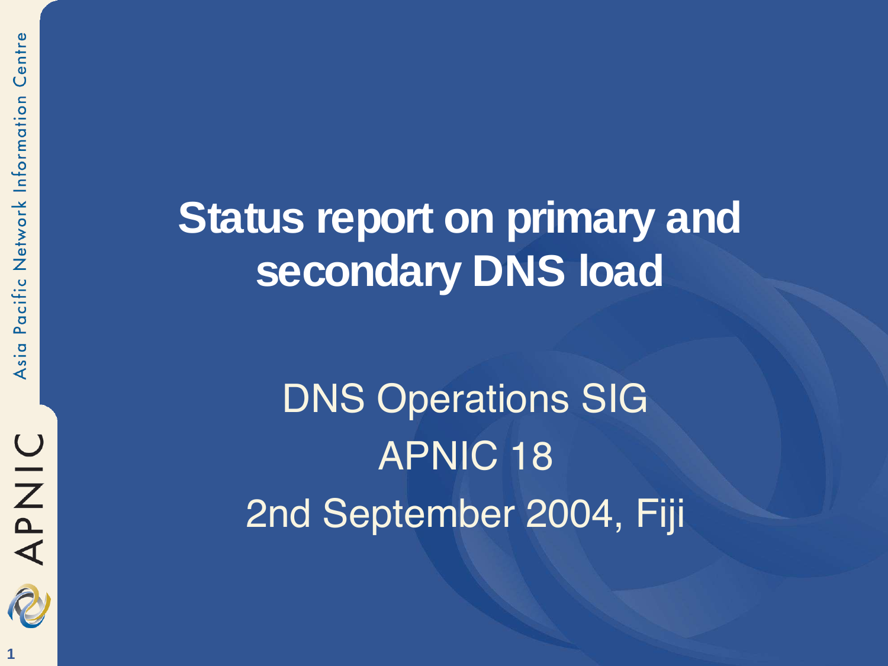# Status report on primary and secondary DNS load

DNS Operations SIG

APNIC 18

2nd September 2004, Fiji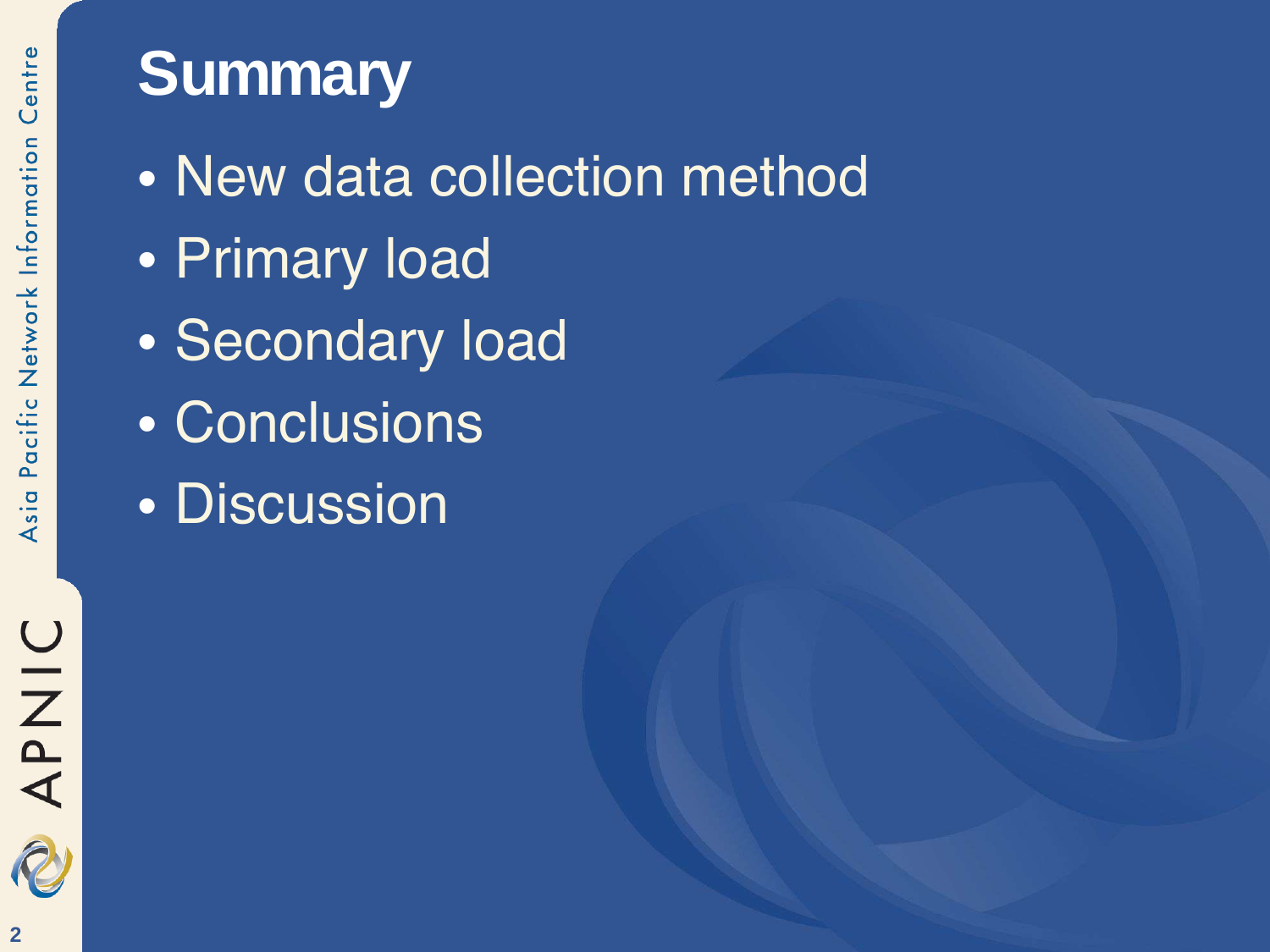# Summary

- New data collection method
- Primary load
- Secondary load
- Conclusions
- Discussion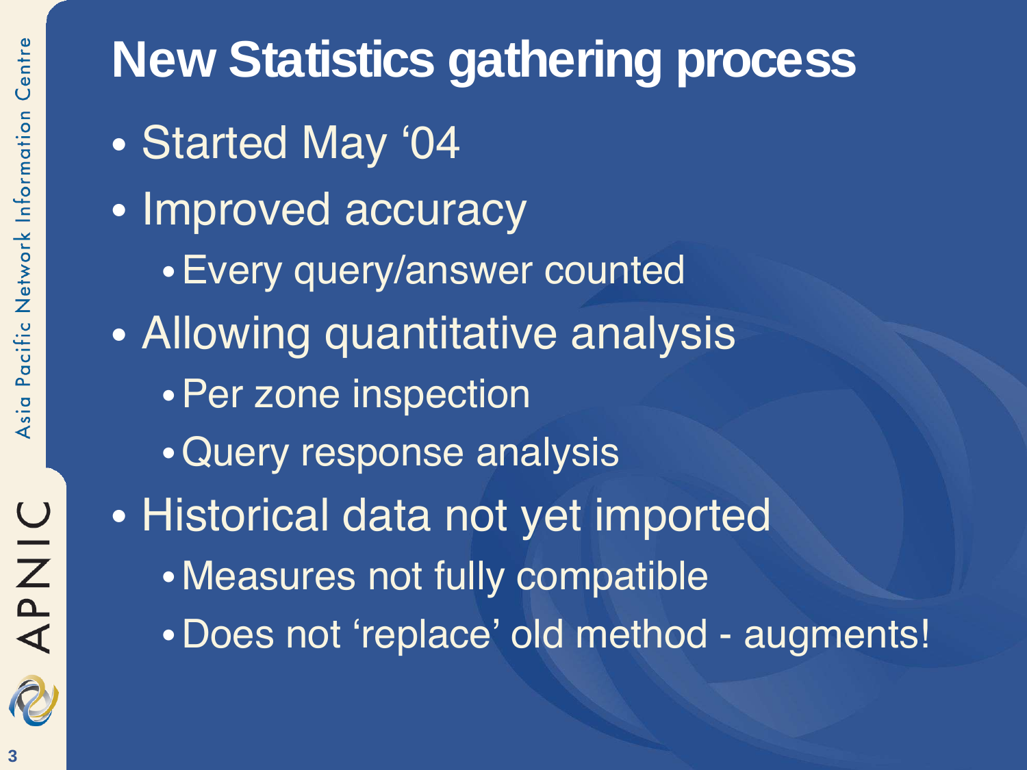# New Statistics gathering process

- Started May ‘04
- Improved accuracy
  - Every query/answer counted
- Allowing quantitative analysis
  - Per zone inspection
  - Query response analysis
- Historical data not yet imported
  - Measures not fully compatible
  - Does not ‘replace’ old method - augments!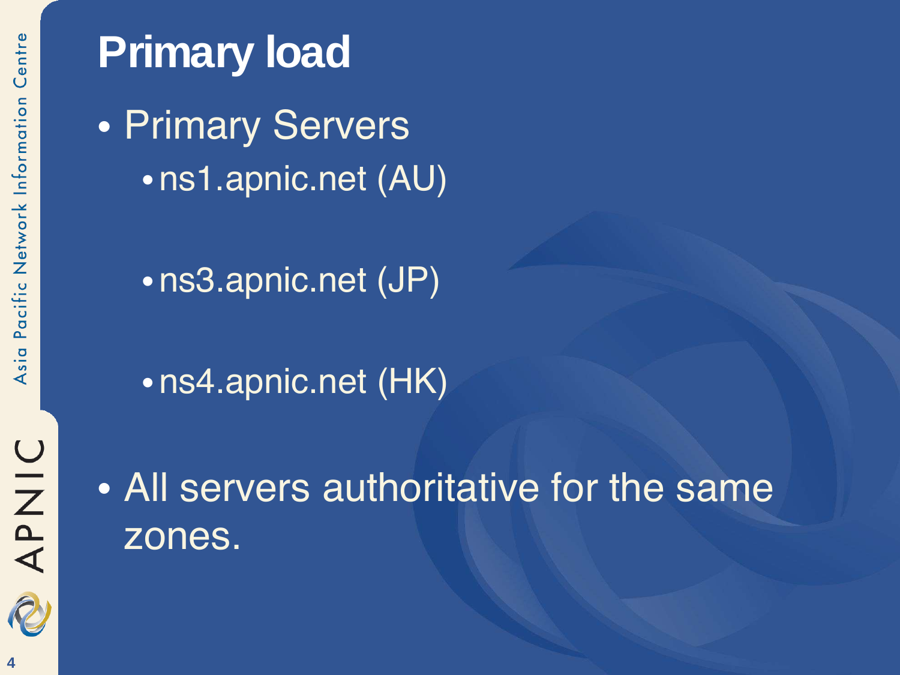# Primary load

- Primary Servers
  - ns1.apnic.net (AU)
  - ns3.apnic.net (JP)
  - ns4.apnic.net (HK)
- All servers authoritative for the same zones.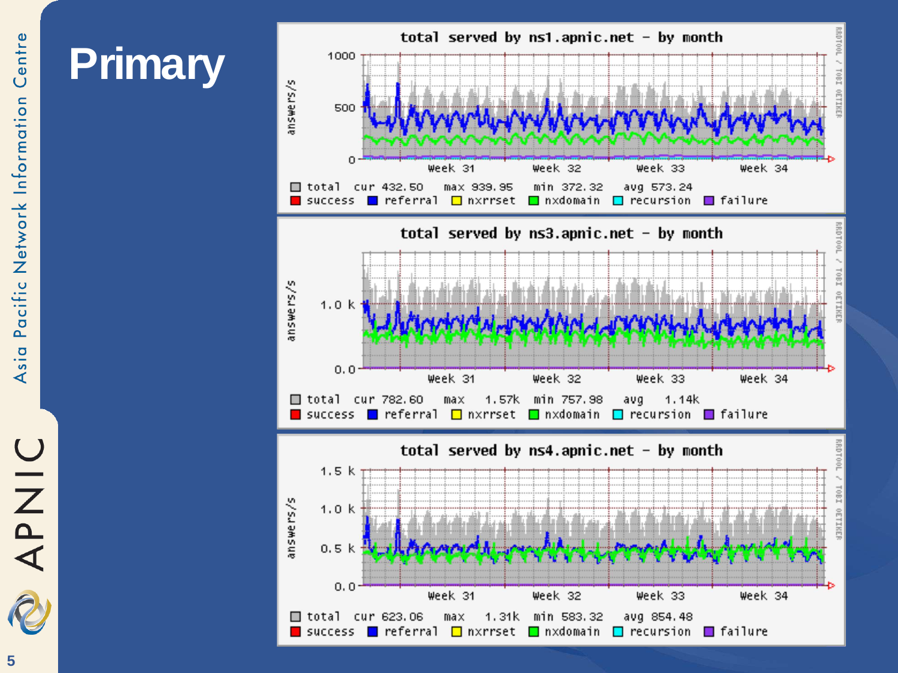# Primary

total served by ns1.apnic.net – by month

total cur 432.50 max 939.95 min 372.32 avg 573.24

success referral nxrrset nxdomain recursion failure

total served by ns3.apnic.net – by month

total cur 782.60 max 1.57k min 757.98 avg 1.14k

success referral nxrrset nxdomain recursion failure

total served by ns4.apnic.net – by month

total cur 623.06 max 1.31k min 583.32 avg 854.48

success referral nxrrset nxdomain recursion failure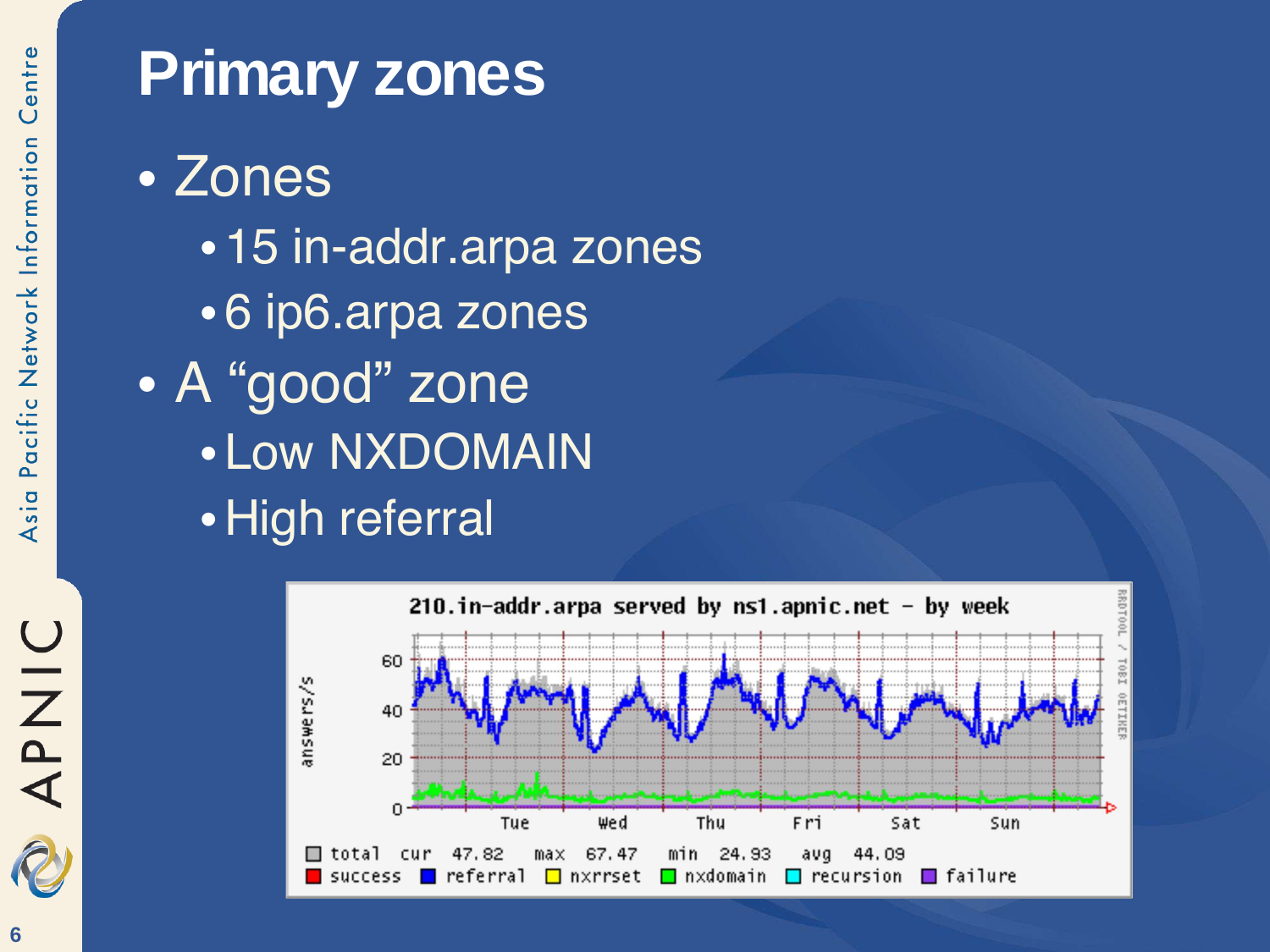# Primary zones

- Zones
  - 15 in-addr.arpa zones
  - 6 ip6.arpa zones
- A "good" zone
  - Low NXDOMAIN
  - High referral

210.in-addr.arpa served by ns1.apnic.net - by week

total cur 47.82 max 67.47 min 24.93 avg 44.09

success referral nxrrset nxdomain recursion failure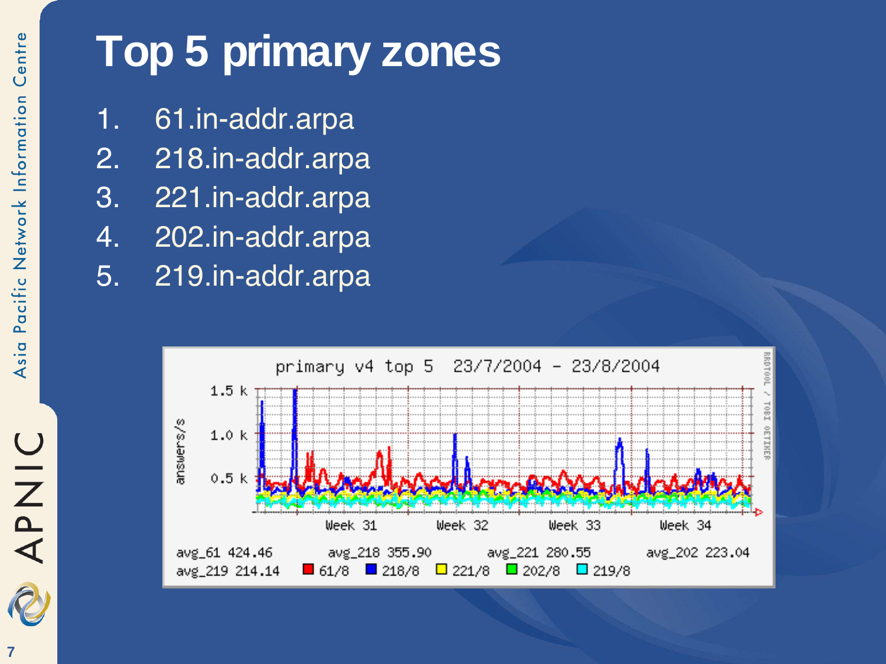# Top 5 primary zones

1. 61.in-addr.arpa
2. 218.in-addr.arpa
3. 221.in-addr.arpa
4. 202.in-addr.arpa
5. 219.in-addr.arpa

primary v4 top 5 23/7/2004 – 23/8/2004

avg_61 424.46 avg_218 355.90 avg_221 280.55 avg_202 223.04
avg_219 214.14 61/8 218/8 221/8 202/8 219/8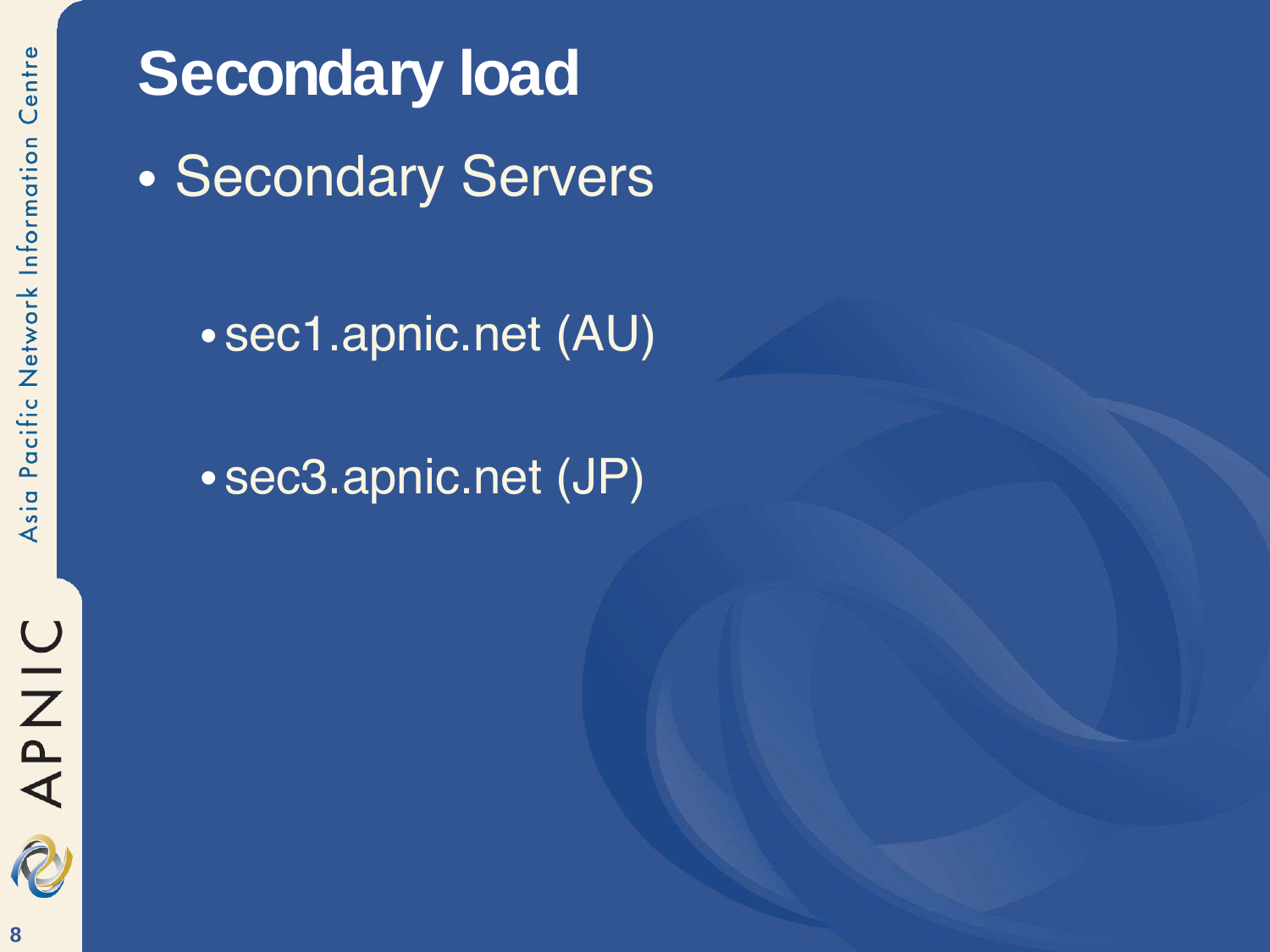# Secondary load

- Secondary Servers
  - sec1.apnic.net (AU)
  - sec3.apnic.net (JP)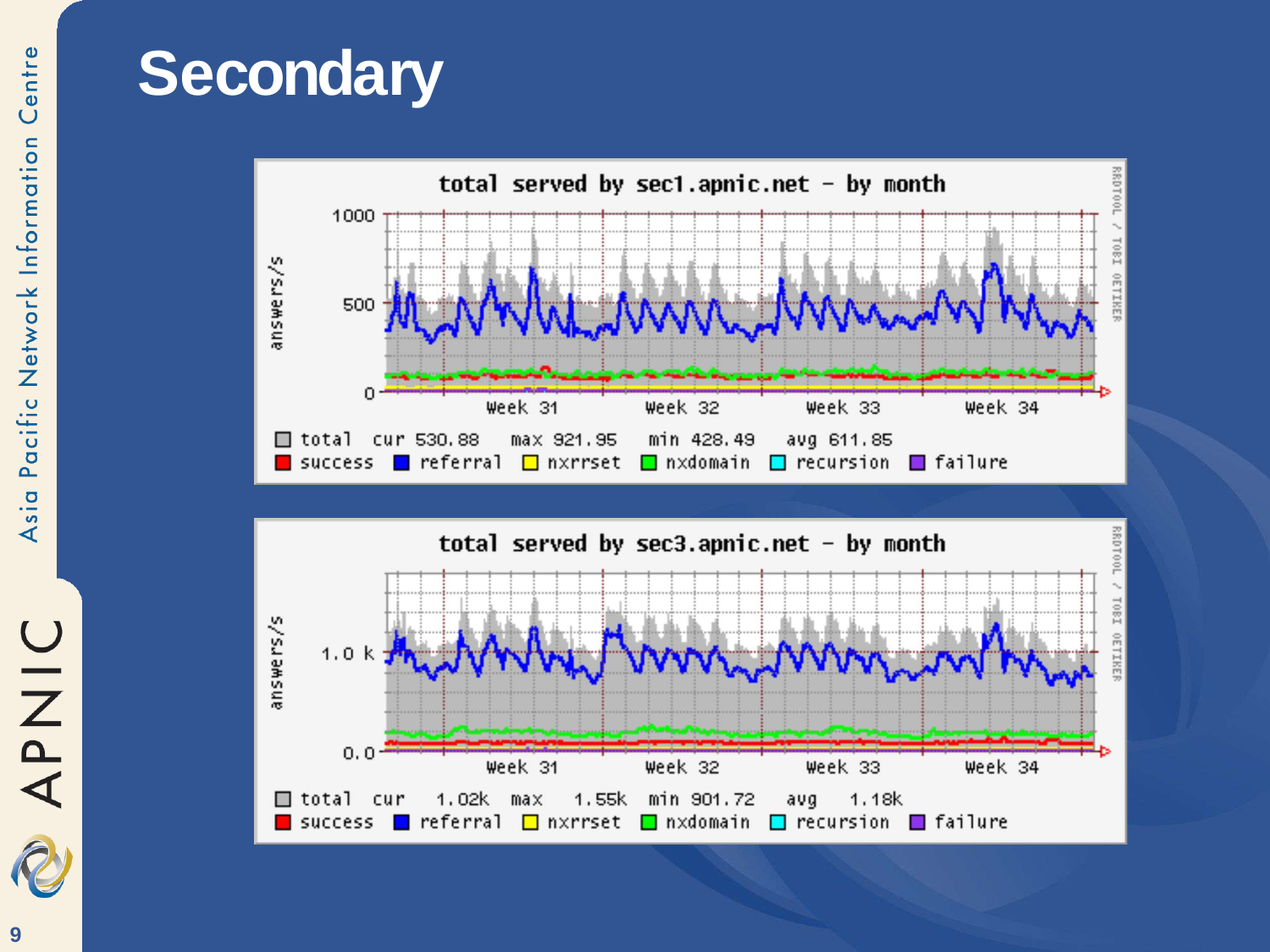# Secondary

**total served by sec1.apnic.net - by month**

answers/s

1000

500

0

Week 31 Week 32 Week 33 Week 34

total cur 530.88 max 921.95 min 428.49 avg 611.85

success referral nxrrset nxdomain recursion failure

**total served by sec3.apnic.net - by month**

answers/s

1.0 k

0.0

Week 31 Week 32 Week 33 Week 34

total cur 1.02k max 1.55k min 901.72 avg 1.18k

success referral nxrrset nxdomain recursion failure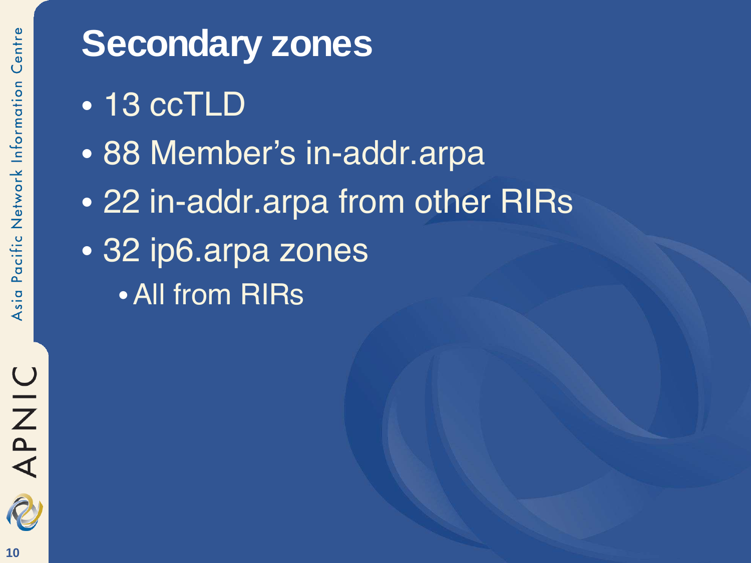# Secondary zones

- 13 ccTLD
- 88 Member's in-addr.arpa
- 22 in-addr.arpa from other RIRs
- 32 ip6.arpa zones
  - All from RIRs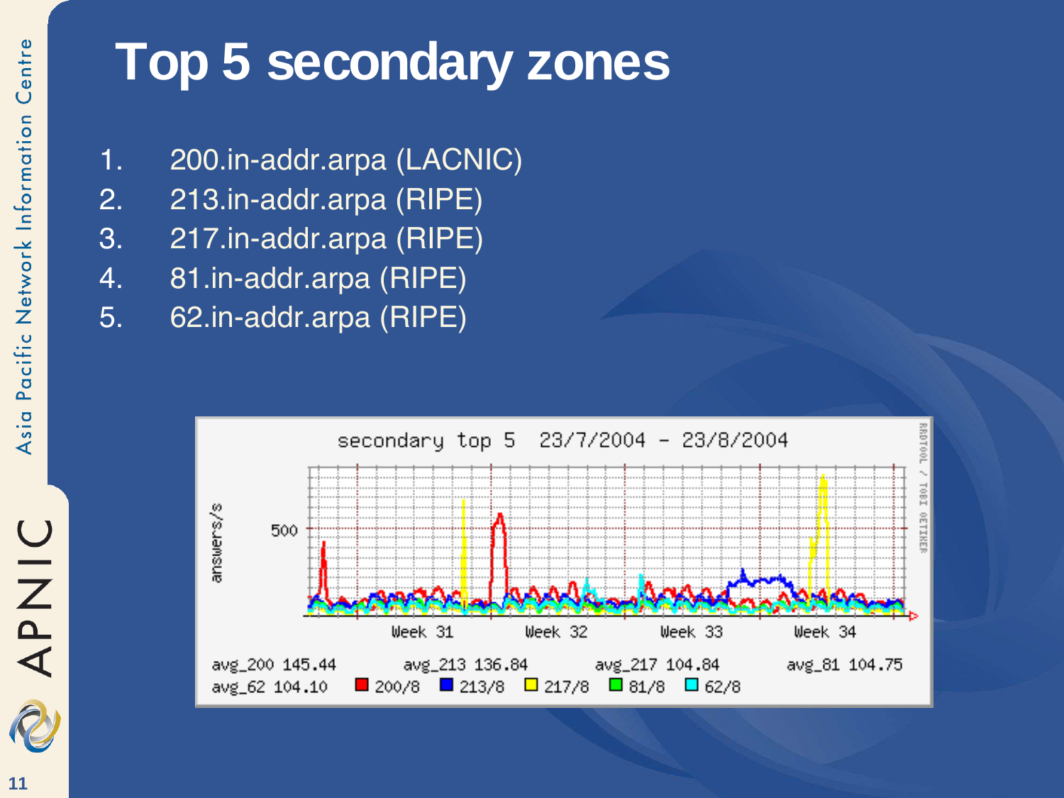# Top 5 secondary zones

1. 200.in-addr.arpa (LACNIC)
2. 213.in-addr.arpa (RIPE)
3. 217.in-addr.arpa (RIPE)
4. 81.in-addr.arpa (RIPE)
5. 62.in-addr.arpa (RIPE)

secondary top 5 23/7/2004 – 23/8/2004

answers/s

500

Week 31 Week 32 Week 33 Week 34

avg_200 145.44 avg_213 136.84 avg_217 104.84 avg_81 104.75
avg_62 104.10 200/8 213/8 217/8 81/8 62/8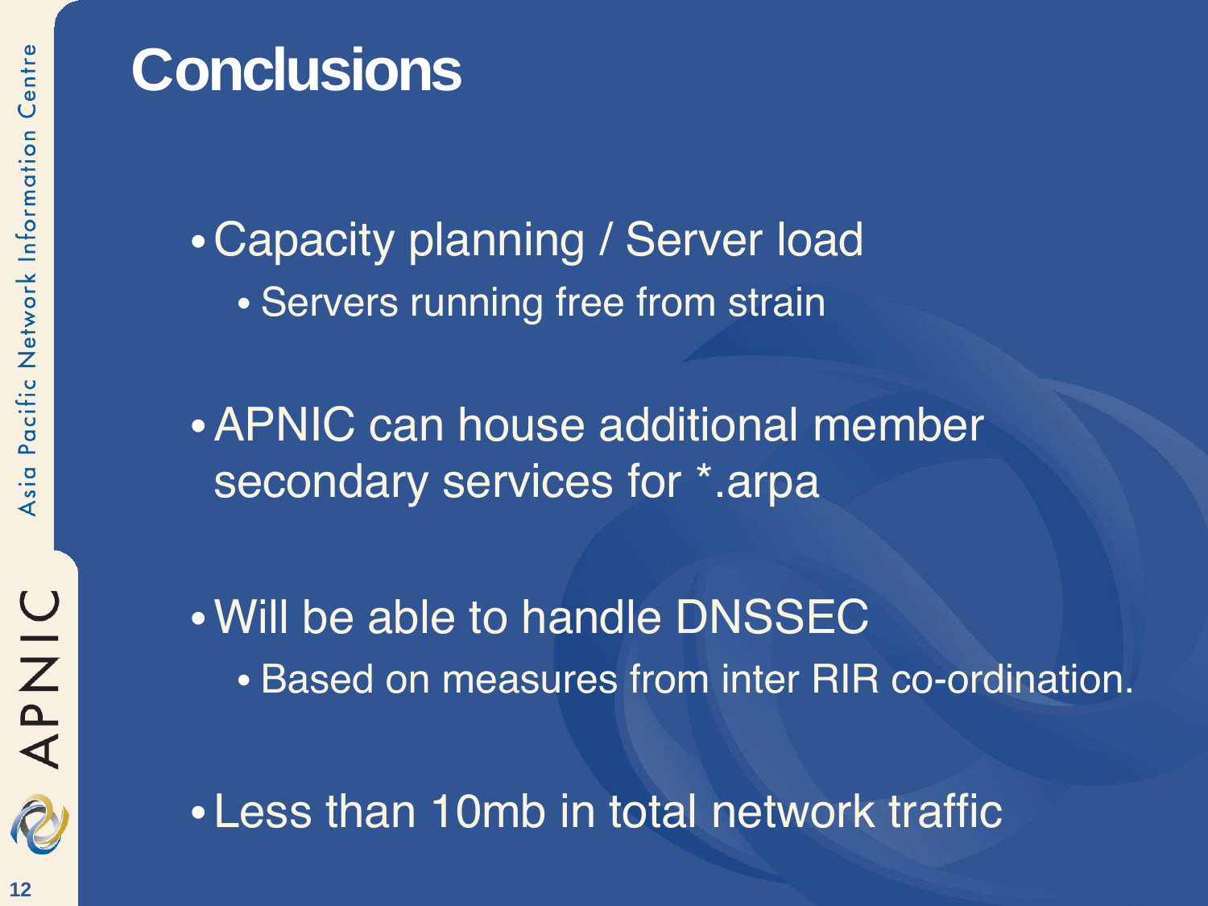# Conclusions

- Capacity planning / Server load
  - Servers running free from strain
- APNIC can house additional member secondary services for *.arpa
- Will be able to handle DNSSEC
  - Based on measures from inter RIR co-ordination.
- Less than 10mb in total network traffic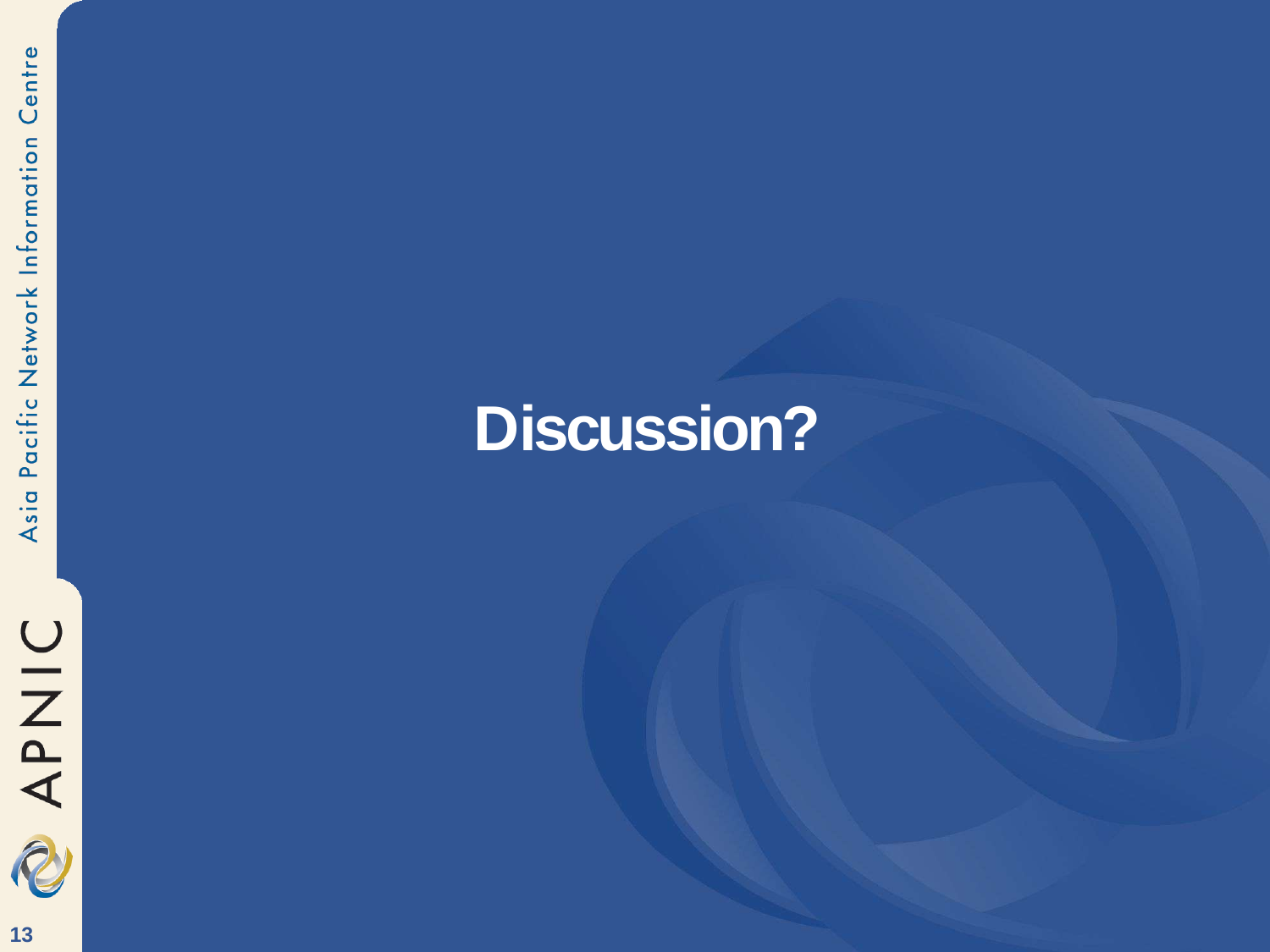# Discussion?